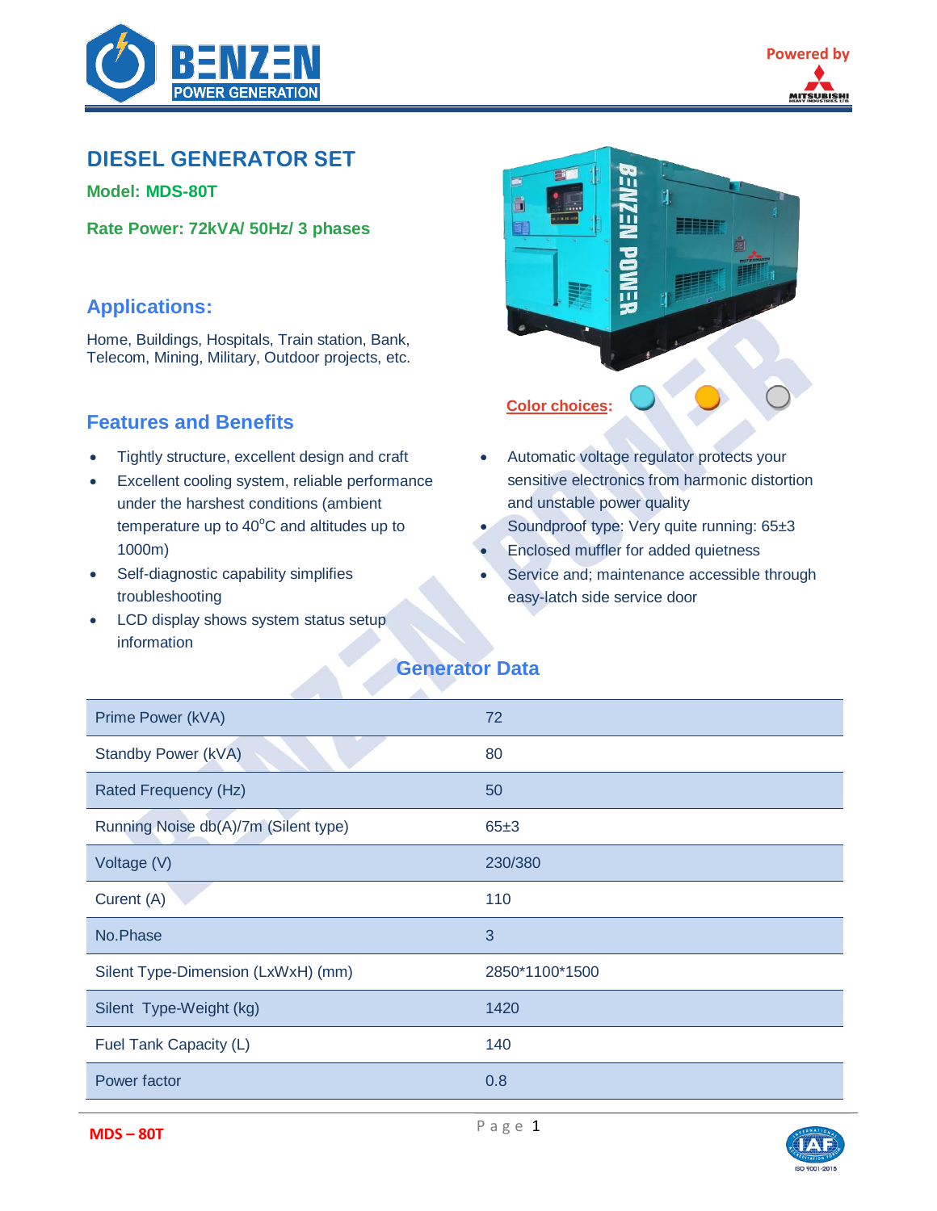BENZEN POWER GENERATION

Powered by MITSUBISHI

# DIESEL GENERATOR SET

**Model: MDS-80T**

**Rate Power: 72kVA/ 50Hz/ 3 phases**

## Applications:

Home, Buildings, Hospitals, Train station, Bank, Telecom, Mining, Military, Outdoor projects, etc.

**Color choices:**

## Features and Benefits

- Tightly structure, excellent design and craft
- Excellent cooling system, reliable performance under the harshest conditions (ambient temperature up to 40$^{o}$C and altitudes up to 1000m)
- Self-diagnostic capability simplifies troubleshooting
- LCD display shows system status setup information
- Automatic voltage regulator protects your sensitive electronics from harmonic distortion and unstable power quality
- Soundproof type: Very quite running: 65±3
- Enclosed muffler for added quietness
- Service and; maintenance accessible through easy-latch side service door

## Generator Data

| | |
|---|---|
| Prime Power (kVA) | 72 |
| Standby Power (kVA) | 80 |
| Rated Frequency (Hz) | 50 |
| Running Noise db(A)/7m (Silent type) | 65±3 |
| Voltage (V) | 230/380 |
| Curent (A) | 110 |
| No.Phase | 3 |
| Silent Type-Dimension (LxWxH) (mm) | 2850*1100*1500 |
| Silent Type-Weight (kg) | 1420 |
| Fuel Tank Capacity (L) | 140 |
| Power factor | 0.8 |

MDS – 80T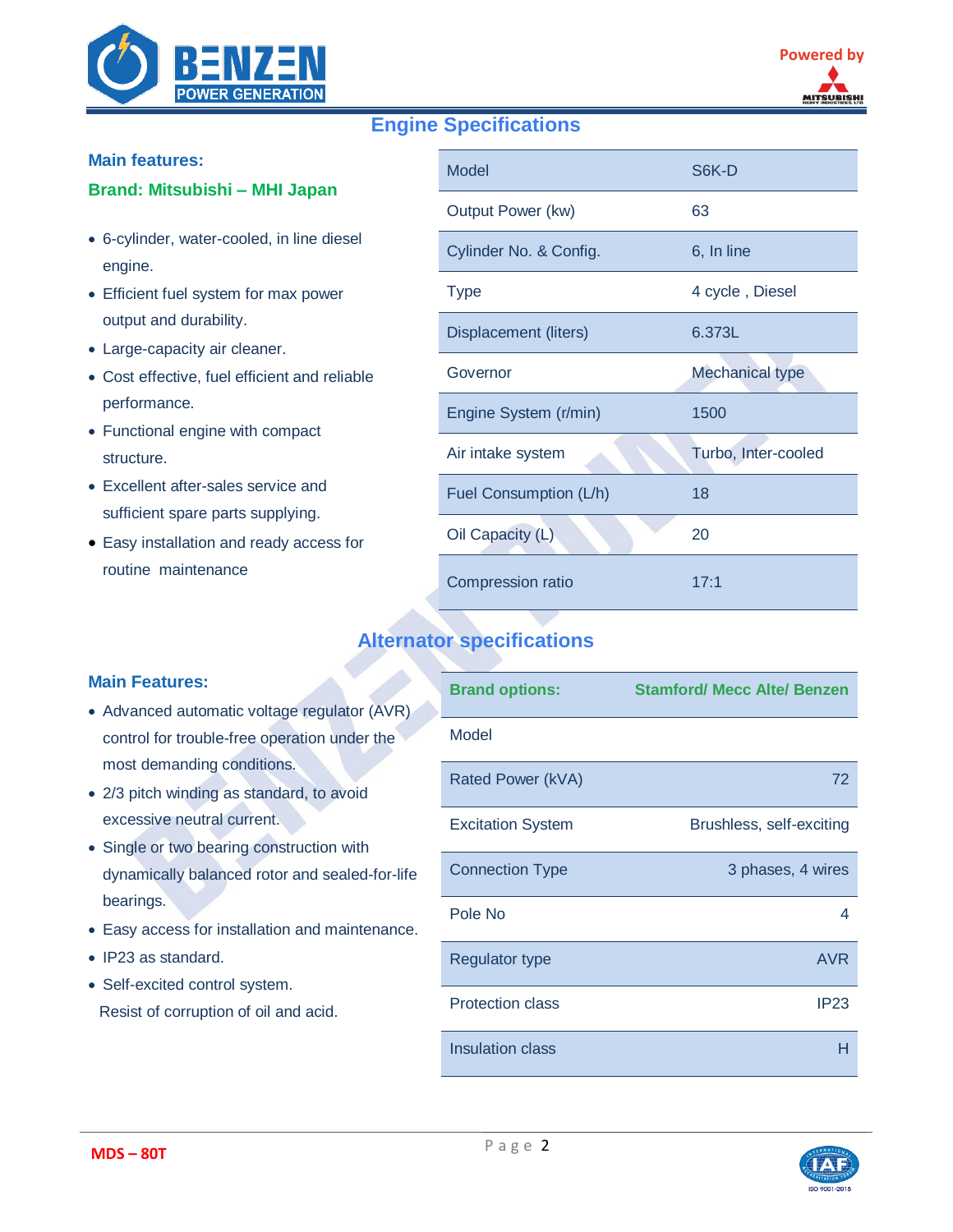## Engine Specifications

**Main features:**

**Brand: Mitsubishi – MHI Japan**

- 6-cylinder, water-cooled, in line diesel engine.
- Efficient fuel system for max power output and durability.
- Large-capacity air cleaner.
- Cost effective, fuel efficient and reliable performance.
- Functional engine with compact structure.
- Excellent after-sales service and sufficient spare parts supplying.
- Easy installation and ready access for routine maintenance

| Model | S6K-D |
|---|---|
| Output Power (kw) | 63 |
| Cylinder No. & Config. | 6, In line |
| Type | 4 cycle , Diesel |
| Displacement (liters) | 6.373L |
| Governor | Mechanical type |
| Engine System (r/min) | 1500 |
| Air intake system | Turbo, Inter-cooled |
| Fuel Consumption (L/h) | 18 |
| Oil Capacity (L) | 20 |
| Compression ratio | 17:1 |

## Alternator specifications

**Main Features:**

- Advanced automatic voltage regulator (AVR) control for trouble-free operation under the most demanding conditions.
- 2/3 pitch winding as standard, to avoid excessive neutral current.
- Single or two bearing construction with dynamically balanced rotor and sealed-for-life bearings.
- Easy access for installation and maintenance.
- IP23 as standard.
- Self-excited control system.

Resist of corruption of oil and acid.

| **Brand options:** | **Stamford/ Mecc Alte/ Benzen** |
|---|---|
| Model | |
| Rated Power (kVA) | 72 |
| Excitation System | Brushless, self-exciting |
| Connection Type | 3 phases, 4 wires |
| Pole No | 4 |
| Regulator type | AVR |
| Protection class | IP23 |
| Insulation class | H |

MDS – 80T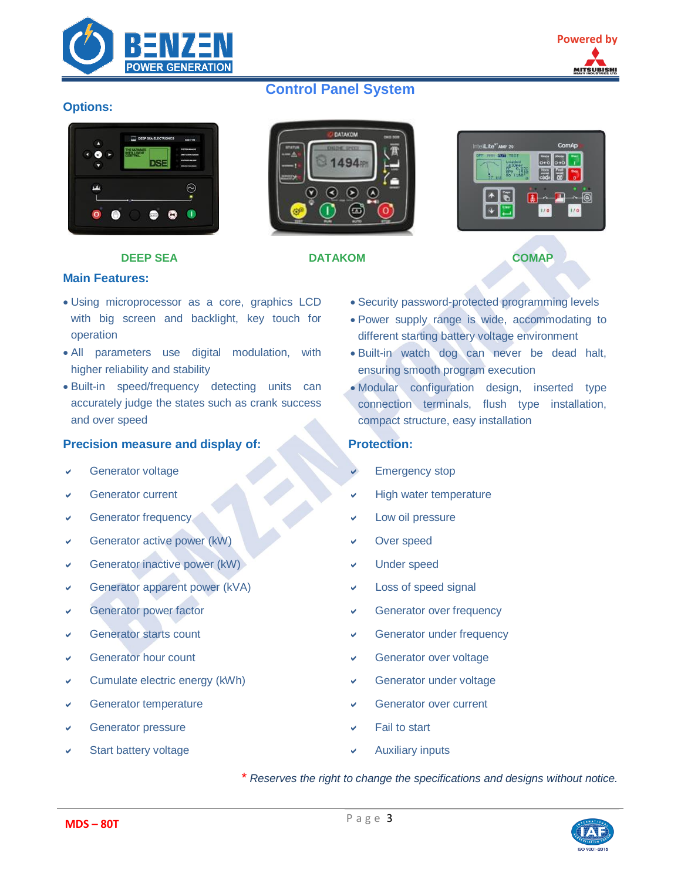## Control Panel System

### Options:

DEEP SEA

DATAKOM

COMAP

### Main Features:

- Using microprocessor as a core, graphics LCD with big screen and backlight, key touch for operation
- All parameters use digital modulation, with higher reliability and stability
- Built-in speed/frequency detecting units can accurately judge the states such as crank success and over speed
- Security password-protected programming levels
- Power supply range is wide, accommodating to different starting battery voltage environment
- Built-in watch dog can never be dead halt, ensuring smooth program execution
- Modular configuration design, inserted type connection terminals, flush type installation, compact structure, easy installation

### Precision measure and display of:

- ✔ Generator voltage
- ✔ Generator current
- ✔ Generator frequency
- ✔ Generator active power (kW)
- ✔ Generator inactive power (kW)
- ✔ Generator apparent power (kVA)
- ✔ Generator power factor
- ✔ Generator starts count
- ✔ Generator hour count
- ✔ Cumulate electric energy (kWh)
- ✔ Generator temperature
- ✔ Generator pressure
- ✔ Start battery voltage

### Protection:

- ✔ Emergency stop
- ✔ High water temperature
- ✔ Low oil pressure
- ✔ Over speed
- ✔ Under speed
- ✔ Loss of speed signal
- ✔ Generator over frequency
- ✔ Generator under frequency
- ✔ Generator over voltage
- ✔ Generator under voltage
- ✔ Generator over current
- ✔ Fail to start
- ✔ Auxiliary inputs

*\* Reserves the right to change the specifications and designs without notice.*

MDS – 80T